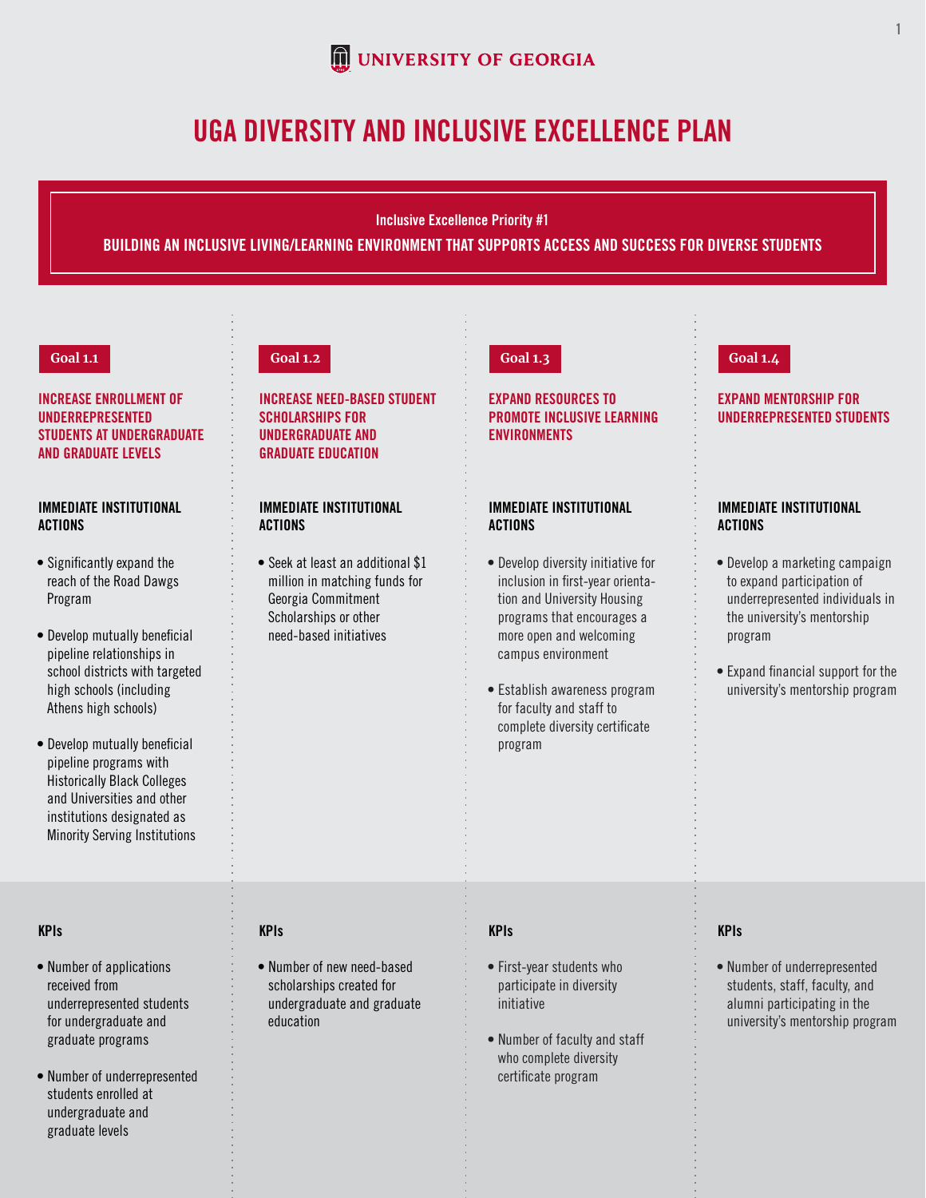UNIVERSITY OF GEORGIA

# UGA DIVERSITY AND INCLUSIVE EXCELLENCE PLAN

**Inclusive Excellence Priority #1**

**BUILDING AN INCLUSIVE LIVING/LEARNING ENVIRONMENT THAT SUPPORTS ACCESS AND SUCCESS FOR DIVERSE STUDENTS**

## Goal 1.1

### INCREASE ENROLLMENT OF UNDERREPRESENTED STUDENTS AT UNDERGRADUATE AND GRADUATE LEVELS

**IMMEDIATE INSTITUTIONAL ACTIONS**

- Significantly expand the reach of the Road Dawgs Program
- Develop mutually beneficial pipeline relationships in school districts with targeted high schools (including Athens high schools)
- Develop mutually beneficial pipeline programs with Historically Black Colleges and Universities and other institutions designated as Minority Serving Institutions

**KPIs**

- Number of applications received from underrepresented students for undergraduate and graduate programs
- Number of underrepresented students enrolled at undergraduate and graduate levels

## Goal 1.2

### INCREASE NEED-BASED STUDENT SCHOLARSHIPS FOR UNDERGRADUATE AND GRADUATE EDUCATION

**IMMEDIATE INSTITUTIONAL ACTIONS**

- Seek at least an additional $1 million in matching funds for Georgia Commitment Scholarships or other need-based initiatives

**KPIs**

- Number of new need-based scholarships created for undergraduate and graduate education

## Goal 1.3

### EXPAND RESOURCES TO PROMOTE INCLUSIVE LEARNING ENVIRONMENTS

**IMMEDIATE INSTITUTIONAL ACTIONS**

- Develop diversity initiative for inclusion in first-year orientation and University Housing programs that encourages a more open and welcoming campus environment
- Establish awareness program for faculty and staff to complete diversity certificate program

**KPIs**

- First-year students who participate in diversity initiative
- Number of faculty and staff who complete diversity certificate program

## Goal 1.4

### EXPAND MENTORSHIP FOR UNDERREPRESENTED STUDENTS

**IMMEDIATE INSTITUTIONAL ACTIONS**

- Develop a marketing campaign to expand participation of underrepresented individuals in the university's mentorship program
- Expand financial support for the university's mentorship program

**KPIs**

- Number of underrepresented students, staff, faculty, and alumni participating in the university's mentorship program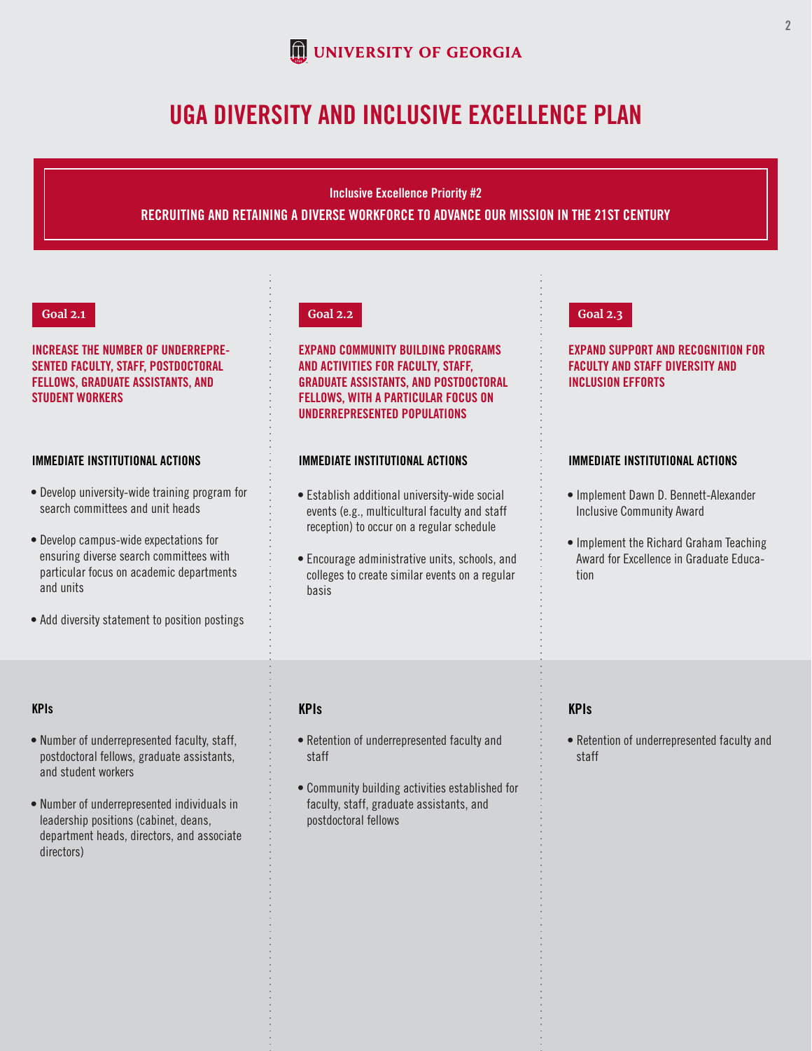UNIVERSITY OF GEORGIA

# UGA DIVERSITY AND INCLUSIVE EXCELLENCE PLAN

**Inclusive Excellence Priority #2**

**RECRUITING AND RETAINING A DIVERSE WORKFORCE TO ADVANCE OUR MISSION IN THE 21ST CENTURY**

## Goal 2.1

### INCREASE THE NUMBER OF UNDERREPRESENTED FACULTY, STAFF, POSTDOCTORAL FELLOWS, GRADUATE ASSISTANTS, AND STUDENT WORKERS

#### IMMEDIATE INSTITUTIONAL ACTIONS

- Develop university-wide training program for search committees and unit heads
- Develop campus-wide expectations for ensuring diverse search committees with particular focus on academic departments and units
- Add diversity statement to position postings

#### KPIs

- Number of underrepresented faculty, staff, postdoctoral fellows, graduate assistants, and student workers
- Number of underrepresented individuals in leadership positions (cabinet, deans, department heads, directors, and associate directors)

## Goal 2.2

### EXPAND COMMUNITY BUILDING PROGRAMS AND ACTIVITIES FOR FACULTY, STAFF, GRADUATE ASSISTANTS, AND POSTDOCTORAL FELLOWS, WITH A PARTICULAR FOCUS ON UNDERREPRESENTED POPULATIONS

#### IMMEDIATE INSTITUTIONAL ACTIONS

- Establish additional university-wide social events (e.g., multicultural faculty and staff reception) to occur on a regular schedule
- Encourage administrative units, schools, and colleges to create similar events on a regular basis

#### KPIs

- Retention of underrepresented faculty and staff
- Community building activities established for faculty, staff, graduate assistants, and postdoctoral fellows

## Goal 2.3

### EXPAND SUPPORT AND RECOGNITION FOR FACULTY AND STAFF DIVERSITY AND INCLUSION EFFORTS

#### IMMEDIATE INSTITUTIONAL ACTIONS

- Implement Dawn D. Bennett-Alexander Inclusive Community Award
- Implement the Richard Graham Teaching Award for Excellence in Graduate Education

#### KPIs

- Retention of underrepresented faculty and staff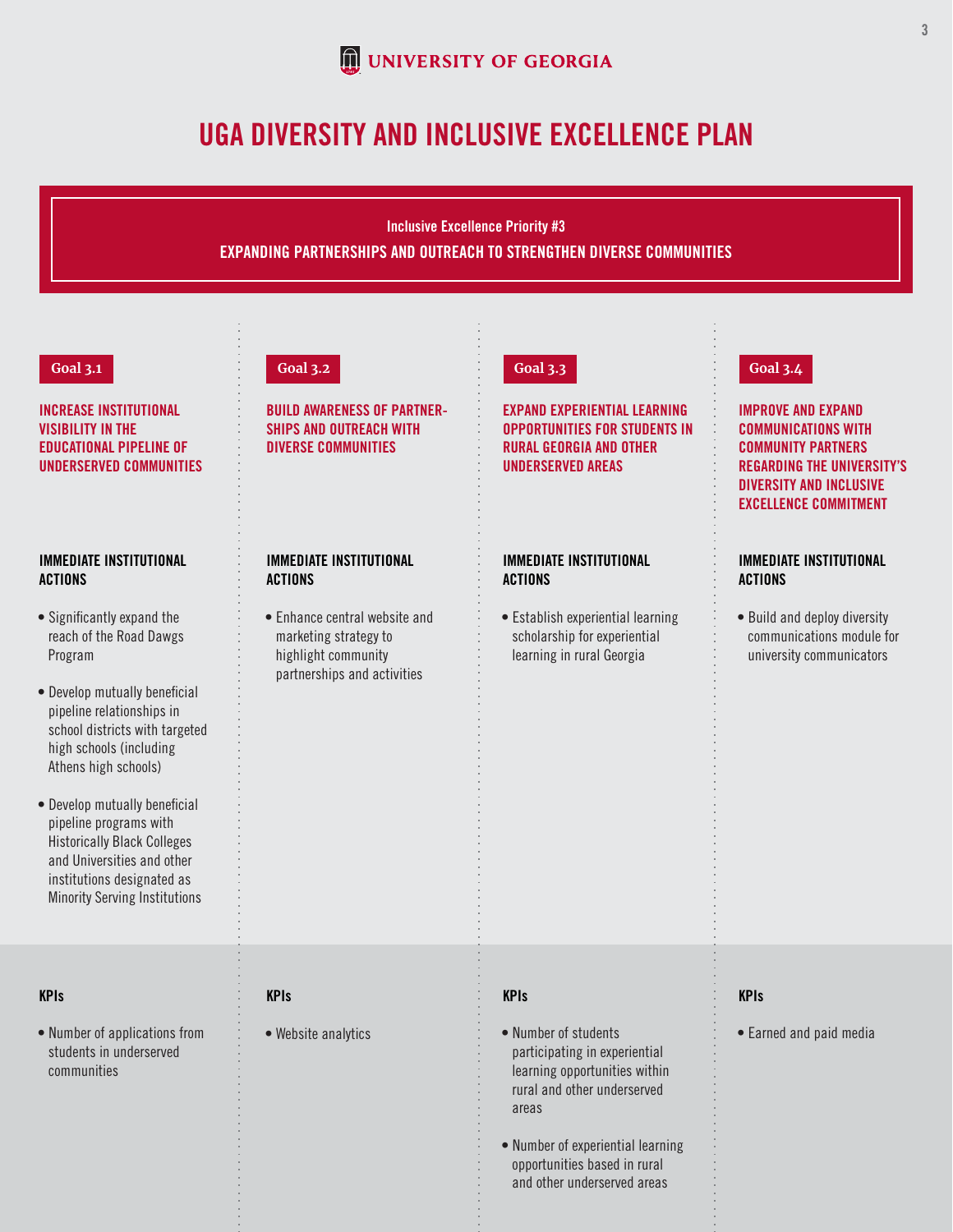UNIVERSITY OF GEORGIA

# UGA DIVERSITY AND INCLUSIVE EXCELLENCE PLAN

**Inclusive Excellence Priority #3**

**EXPANDING PARTNERSHIPS AND OUTREACH TO STRENGTHEN DIVERSE COMMUNITIES**

## Goal 3.1

### INCREASE INSTITUTIONAL VISIBILITY IN THE EDUCATIONAL PIPELINE OF UNDERSERVED COMMUNITIES

**IMMEDIATE INSTITUTIONAL ACTIONS**

- Significantly expand the reach of the Road Dawgs Program
- Develop mutually beneficial pipeline relationships in school districts with targeted high schools (including Athens high schools)
- Develop mutually beneficial pipeline programs with Historically Black Colleges and Universities and other institutions designated as Minority Serving Institutions

**KPIs**

- Number of applications from students in underserved communities

## Goal 3.2

### BUILD AWARENESS OF PARTNERSHIPS AND OUTREACH WITH DIVERSE COMMUNITIES

**IMMEDIATE INSTITUTIONAL ACTIONS**

- Enhance central website and marketing strategy to highlight community partnerships and activities

**KPIs**

- Website analytics

## Goal 3.3

### EXPAND EXPERIENTIAL LEARNING OPPORTUNITIES FOR STUDENTS IN RURAL GEORGIA AND OTHER UNDERSERVED AREAS

**IMMEDIATE INSTITUTIONAL ACTIONS**

- Establish experiential learning scholarship for experiential learning in rural Georgia

**KPIs**

- Number of students participating in experiential learning opportunities within rural and other underserved areas
- Number of experiential learning opportunities based in rural and other underserved areas

## Goal 3.4

### IMPROVE AND EXPAND COMMUNICATIONS WITH COMMUNITY PARTNERS REGARDING THE UNIVERSITY'S DIVERSITY AND INCLUSIVE EXCELLENCE COMMITMENT

**IMMEDIATE INSTITUTIONAL ACTIONS**

- Build and deploy diversity communications module for university communicators

**KPIs**

- Earned and paid media